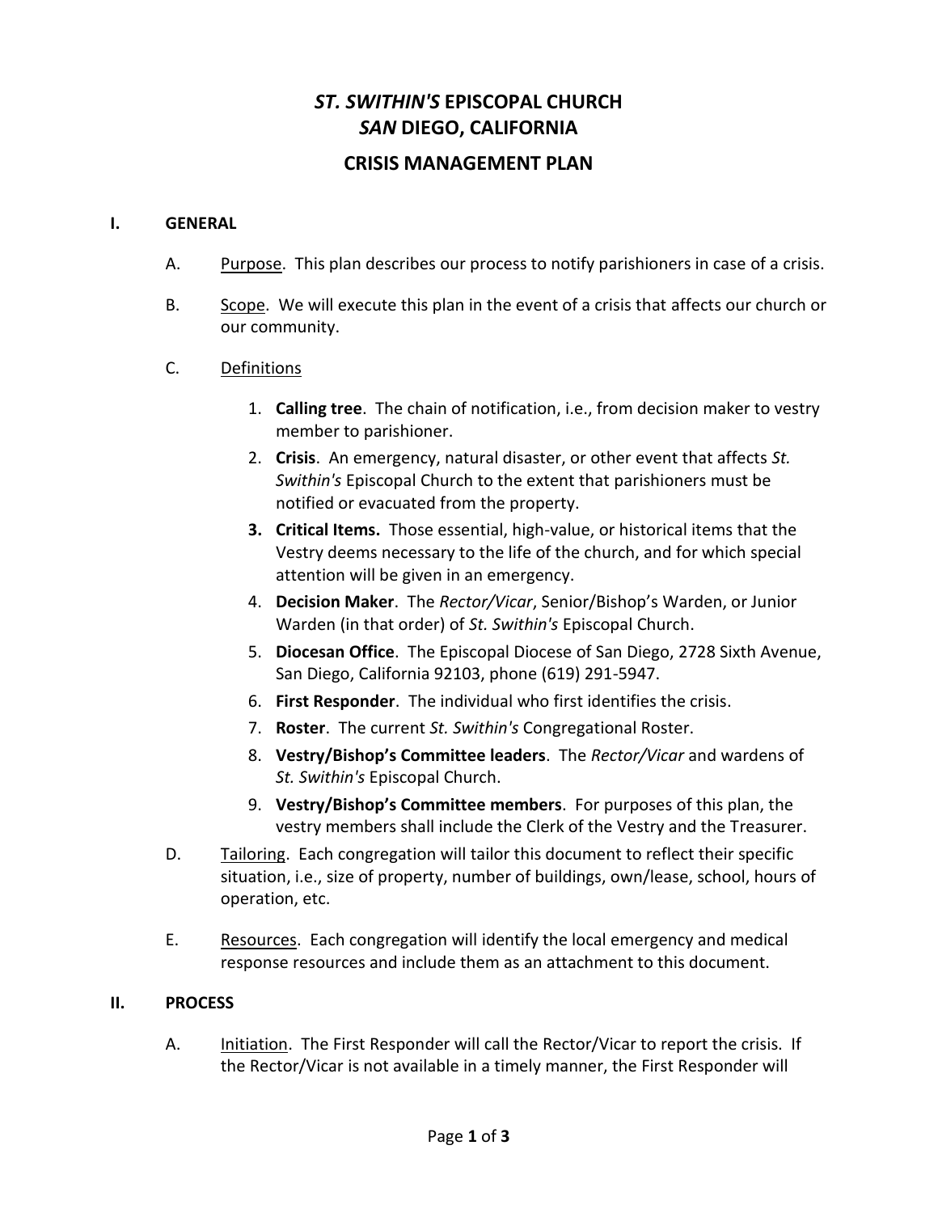# *ST. SWITHIN'S* EPISCOPAL CHURCH
# *SAN* DIEGO, CALIFORNIA

## CRISIS MANAGEMENT PLAN

### I. GENERAL

A. Purpose. This plan describes our process to notify parishioners in case of a crisis.

B. Scope. We will execute this plan in the event of a crisis that affects our church or our community.

C. Definitions

1. **Calling tree**. The chain of notification, i.e., from decision maker to vestry member to parishioner.
2. **Crisis**. An emergency, natural disaster, or other event that affects *St. Swithin's* Episcopal Church to the extent that parishioners must be notified or evacuated from the property.
3. **Critical Items.** Those essential, high-value, or historical items that the Vestry deems necessary to the life of the church, and for which special attention will be given in an emergency.
4. **Decision Maker**. The *Rector/Vicar*, Senior/Bishop's Warden, or Junior Warden (in that order) of *St. Swithin's* Episcopal Church.
5. **Diocesan Office**. The Episcopal Diocese of San Diego, 2728 Sixth Avenue, San Diego, California 92103, phone (619) 291-5947.
6. **First Responder**. The individual who first identifies the crisis.
7. **Roster**. The current *St. Swithin's* Congregational Roster.
8. **Vestry/Bishop's Committee leaders**. The *Rector/Vicar* and wardens of *St. Swithin's* Episcopal Church.
9. **Vestry/Bishop's Committee members**. For purposes of this plan, the vestry members shall include the Clerk of the Vestry and the Treasurer.

D. Tailoring. Each congregation will tailor this document to reflect their specific situation, i.e., size of property, number of buildings, own/lease, school, hours of operation, etc.

E. Resources. Each congregation will identify the local emergency and medical response resources and include them as an attachment to this document.

### II. PROCESS

A. Initiation. The First Responder will call the Rector/Vicar to report the crisis. If the Rector/Vicar is not available in a timely manner, the First Responder will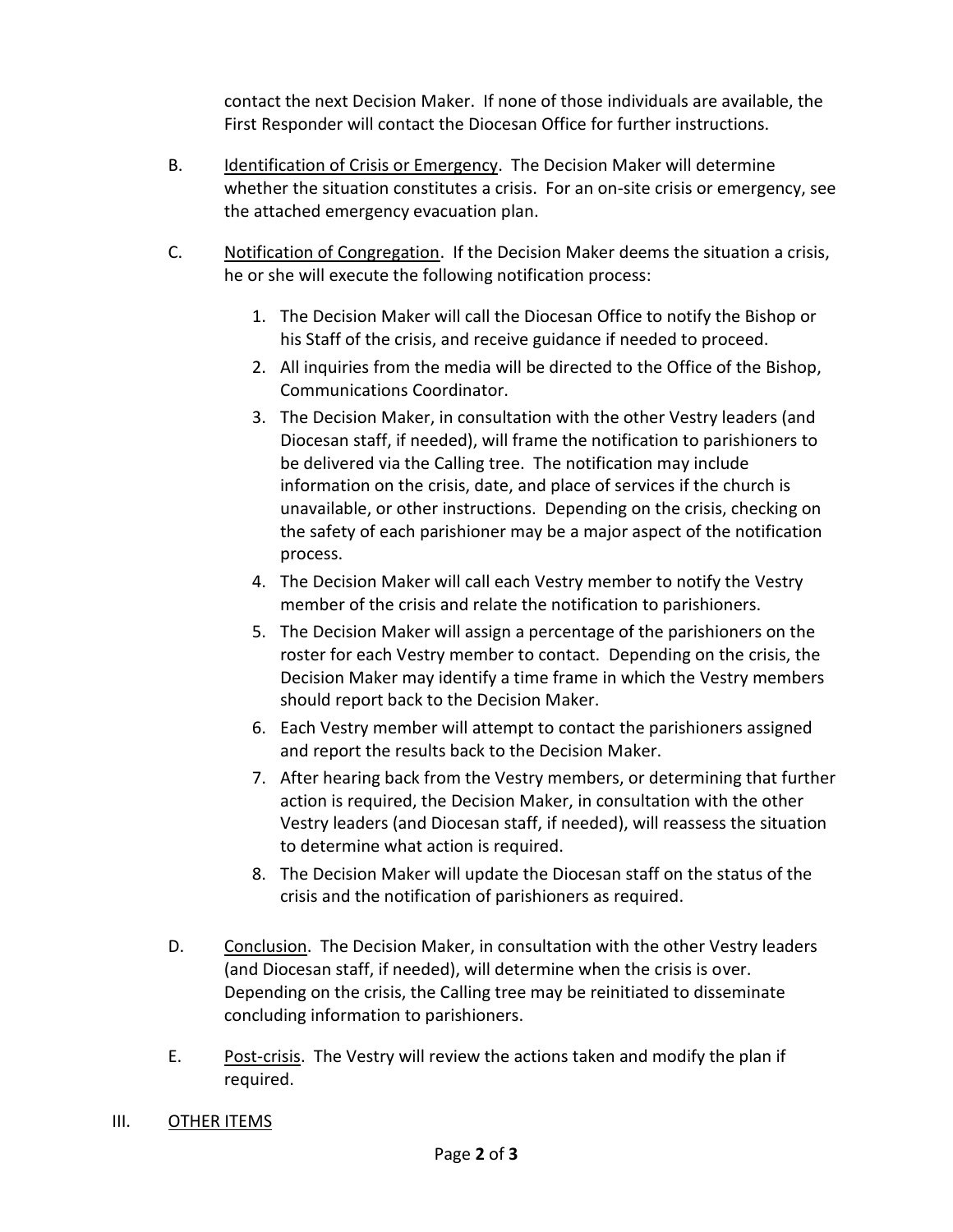contact the next Decision Maker. If none of those individuals are available, the First Responder will contact the Diocesan Office for further instructions.

B. Identification of Crisis or Emergency. The Decision Maker will determine whether the situation constitutes a crisis. For an on-site crisis or emergency, see the attached emergency evacuation plan.

C. Notification of Congregation. If the Decision Maker deems the situation a crisis, he or she will execute the following notification process:

1. The Decision Maker will call the Diocesan Office to notify the Bishop or his Staff of the crisis, and receive guidance if needed to proceed.
2. All inquiries from the media will be directed to the Office of the Bishop, Communications Coordinator.
3. The Decision Maker, in consultation with the other Vestry leaders (and Diocesan staff, if needed), will frame the notification to parishioners to be delivered via the Calling tree. The notification may include information on the crisis, date, and place of services if the church is unavailable, or other instructions. Depending on the crisis, checking on the safety of each parishioner may be a major aspect of the notification process.
4. The Decision Maker will call each Vestry member to notify the Vestry member of the crisis and relate the notification to parishioners.
5. The Decision Maker will assign a percentage of the parishioners on the roster for each Vestry member to contact. Depending on the crisis, the Decision Maker may identify a time frame in which the Vestry members should report back to the Decision Maker.
6. Each Vestry member will attempt to contact the parishioners assigned and report the results back to the Decision Maker.
7. After hearing back from the Vestry members, or determining that further action is required, the Decision Maker, in consultation with the other Vestry leaders (and Diocesan staff, if needed), will reassess the situation to determine what action is required.
8. The Decision Maker will update the Diocesan staff on the status of the crisis and the notification of parishioners as required.

D. Conclusion. The Decision Maker, in consultation with the other Vestry leaders (and Diocesan staff, if needed), will determine when the crisis is over. Depending on the crisis, the Calling tree may be reinitiated to disseminate concluding information to parishioners.

E. Post-crisis. The Vestry will review the actions taken and modify the plan if required.

## III. OTHER ITEMS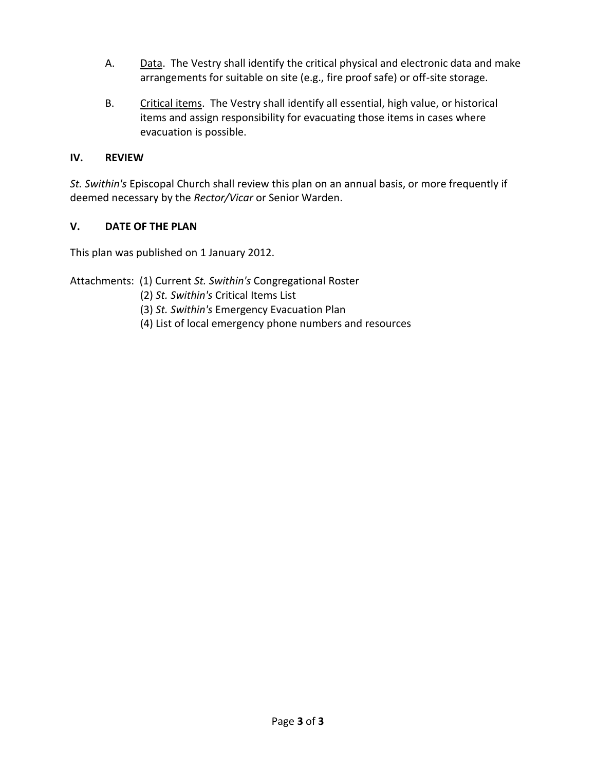A. <u>Data</u>. The Vestry shall identify the critical physical and electronic data and make arrangements for suitable on site (e.g., fire proof safe) or off-site storage.

B. <u>Critical items</u>. The Vestry shall identify all essential, high value, or historical items and assign responsibility for evacuating those items in cases where evacuation is possible.

## IV. REVIEW

*St. Swithin's* Episcopal Church shall review this plan on an annual basis, or more frequently if deemed necessary by the *Rector/Vicar* or Senior Warden.

## V. DATE OF THE PLAN

This plan was published on 1 January 2012.

Attachments: (1) Current *St. Swithin's* Congregational Roster
(2) *St. Swithin's* Critical Items List
(3) *St. Swithin's* Emergency Evacuation Plan
(4) List of local emergency phone numbers and resources